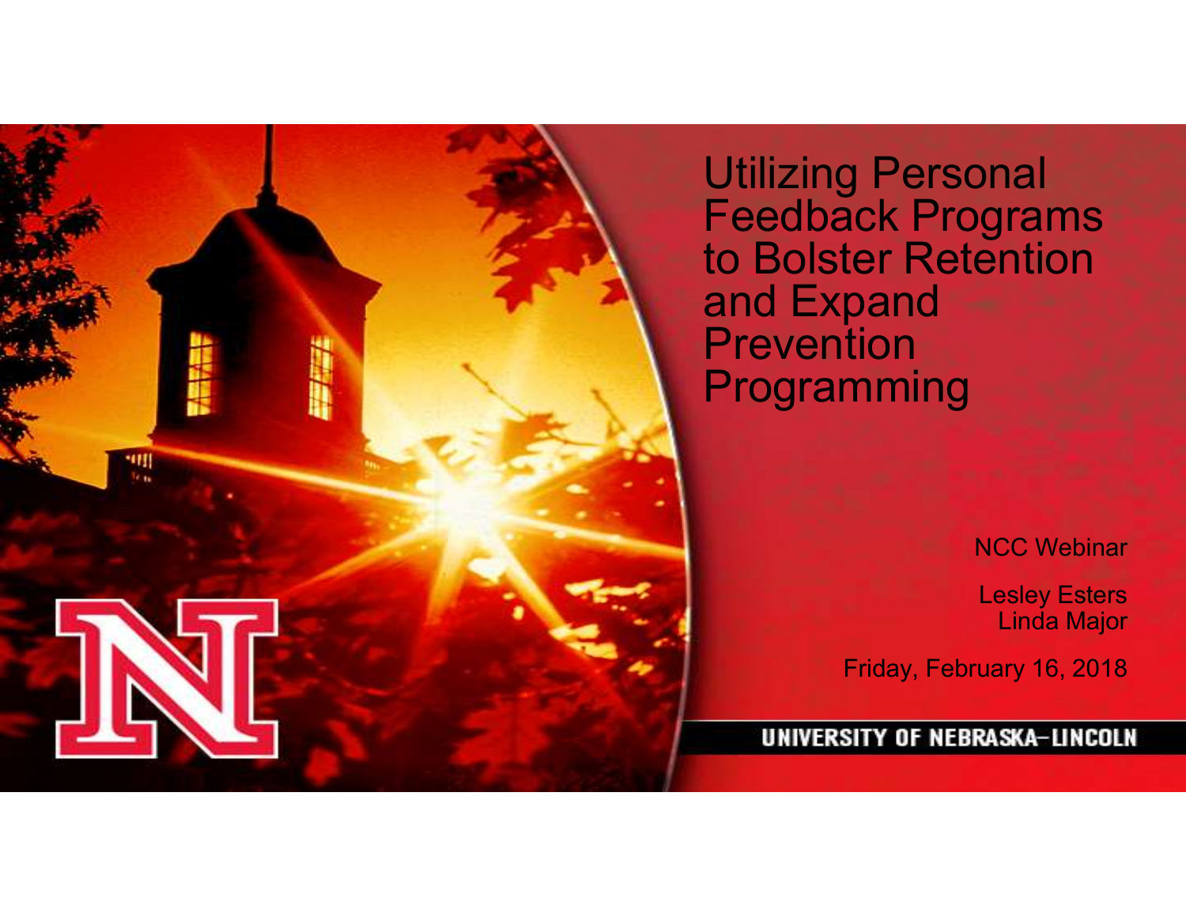# Utilizing Personal Feedback Programs to Bolster Retention and Expand Prevention Programming

NCC Webinar

Lesley Esters
Linda Major

Friday, February 16, 2018

UNIVERSITY OF NEBRASKA–LINCOLN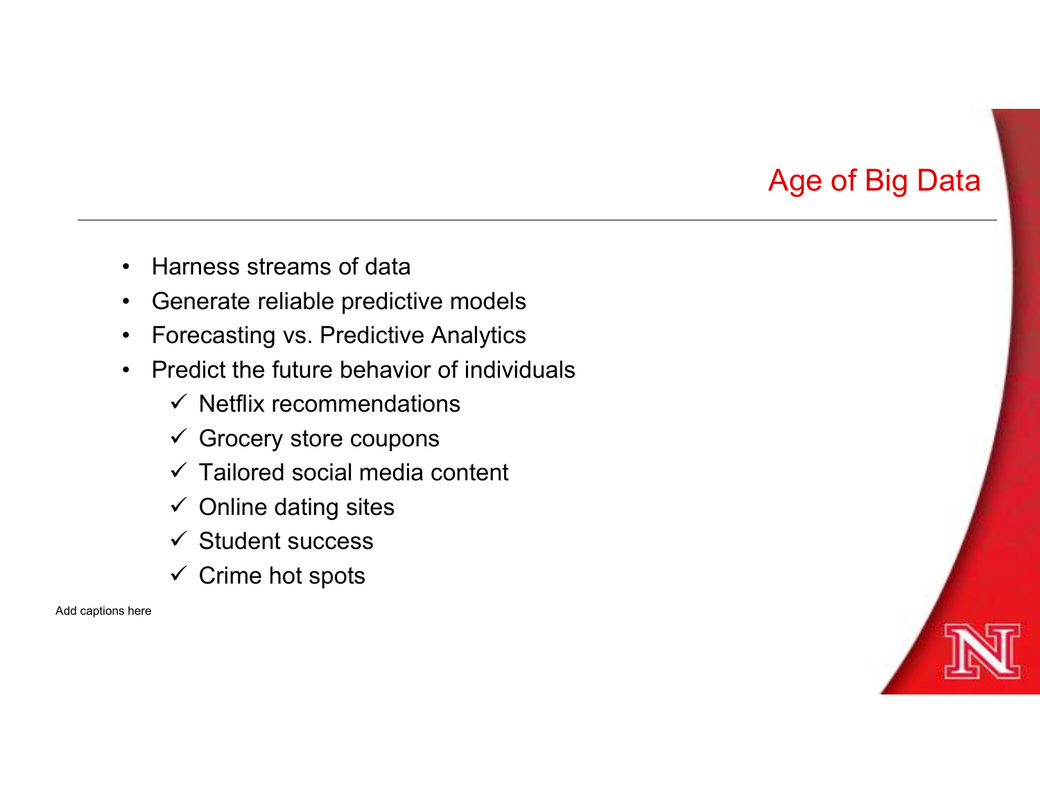## Age of Big Data

- Harness streams of data
- Generate reliable predictive models
- Forecasting vs. Predictive Analytics
- Predict the future behavior of individuals
  - ✓ Netflix recommendations
  - ✓ Grocery store coupons
  - ✓ Tailored social media content
  - ✓ Online dating sites
  - ✓ Student success
  - ✓ Crime hot spots

Add captions here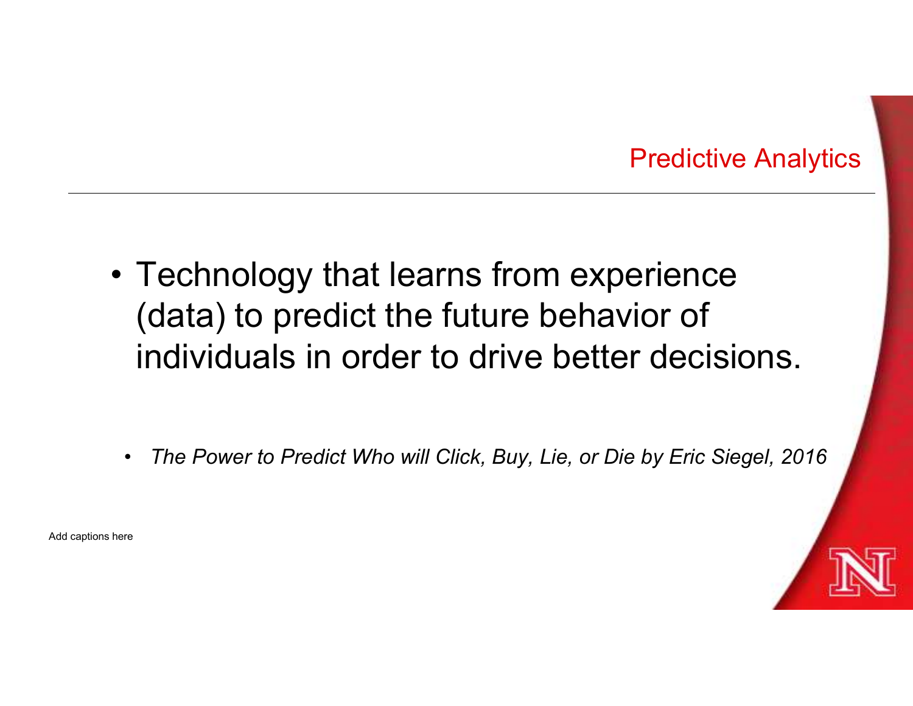## Predictive Analytics

- Technology that learns from experience (data) to predict the future behavior of individuals in order to drive better decisions.

  - *The Power to Predict Who will Click, Buy, Lie, or Die by Eric Siegel, 2016*

Add captions here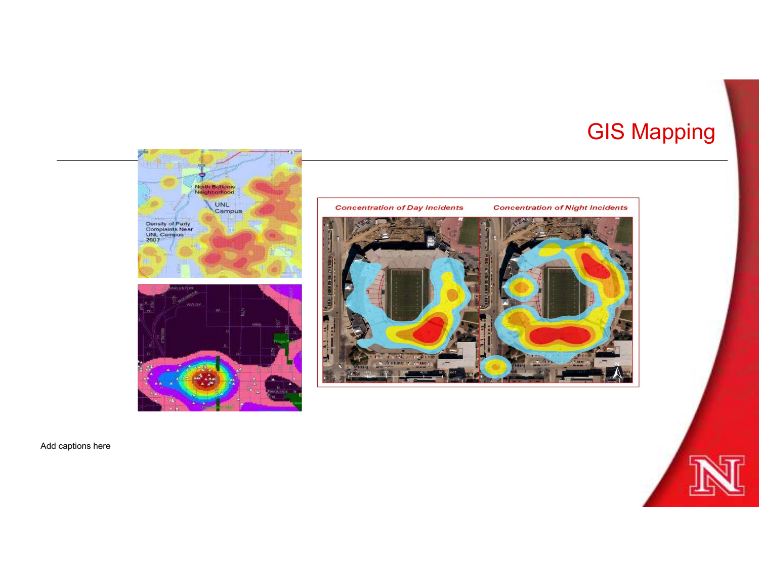# GIS Mapping

Add captions here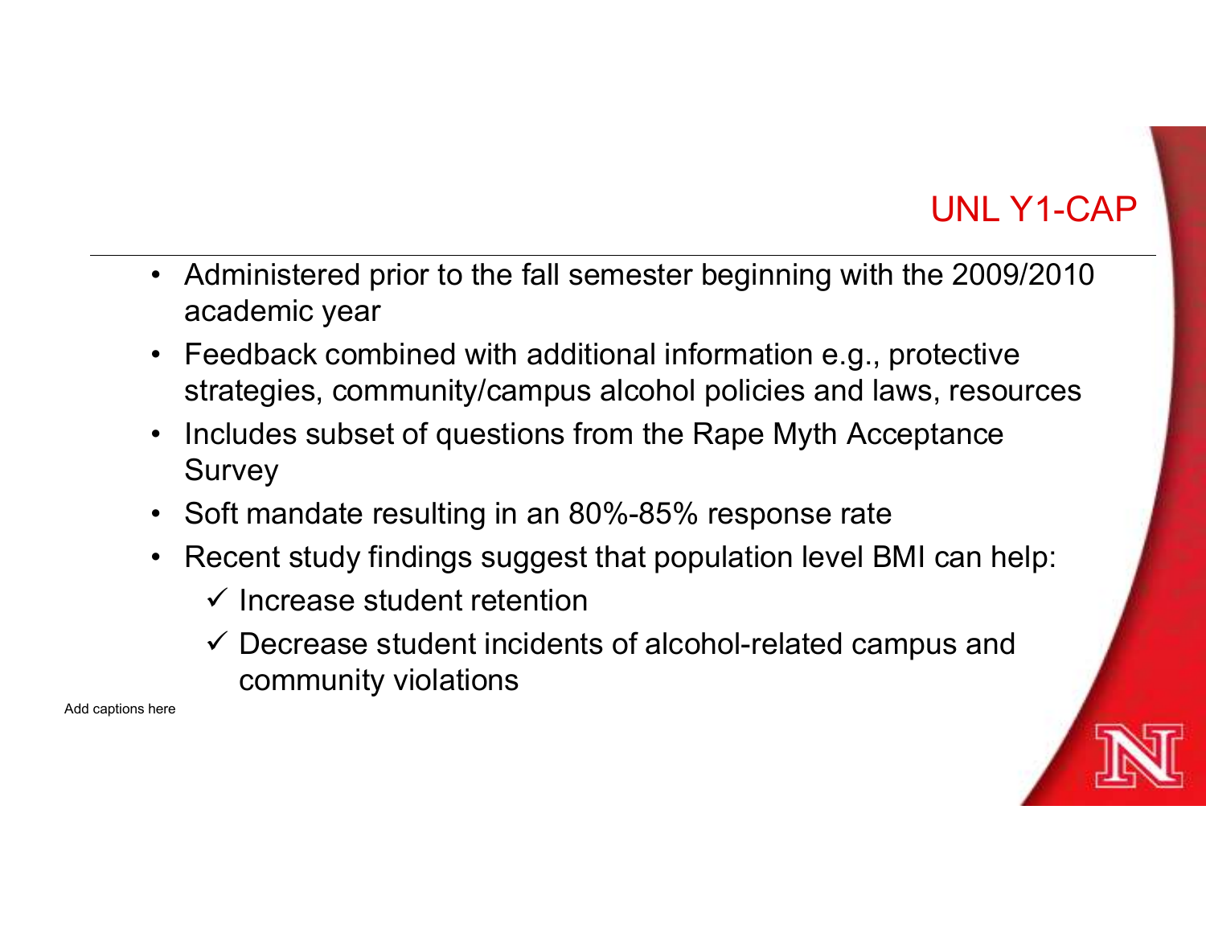# UNL Y1-CAP

- Administered prior to the fall semester beginning with the 2009/2010 academic year
- Feedback combined with additional information e.g., protective strategies, community/campus alcohol policies and laws, resources
- Includes subset of questions from the Rape Myth Acceptance Survey
- Soft mandate resulting in an 80%-85% response rate
- Recent study findings suggest that population level BMI can help:
  - ✓ Increase student retention
  - ✓ Decrease student incidents of alcohol-related campus and community violations

Add captions here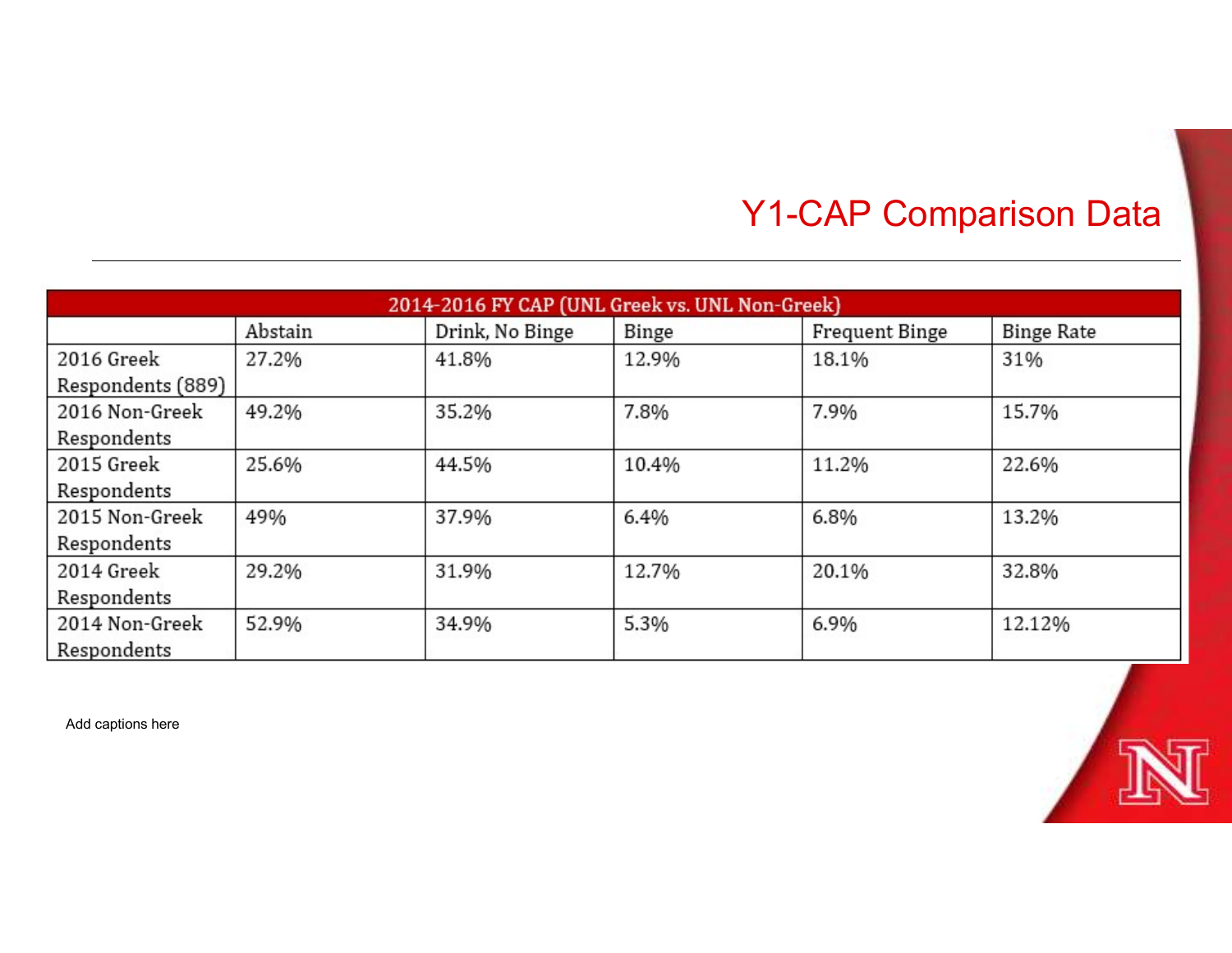# Y1-CAP Comparison Data

| 2014-2016 FY CAP (UNL Greek vs. UNL Non-Greek) | | | | | |
|---|---|---|---|---|---|
| | Abstain | Drink, No Binge | Binge | Frequent Binge | Binge Rate |
| 2016 Greek Respondents (889) | 27.2% | 41.8% | 12.9% | 18.1% | 31% |
| 2016 Non-Greek Respondents | 49.2% | 35.2% | 7.8% | 7.9% | 15.7% |
| 2015 Greek Respondents | 25.6% | 44.5% | 10.4% | 11.2% | 22.6% |
| 2015 Non-Greek Respondents | 49% | 37.9% | 6.4% | 6.8% | 13.2% |
| 2014 Greek Respondents | 29.2% | 31.9% | 12.7% | 20.1% | 32.8% |
| 2014 Non-Greek Respondents | 52.9% | 34.9% | 5.3% | 6.9% | 12.12% |

Add captions here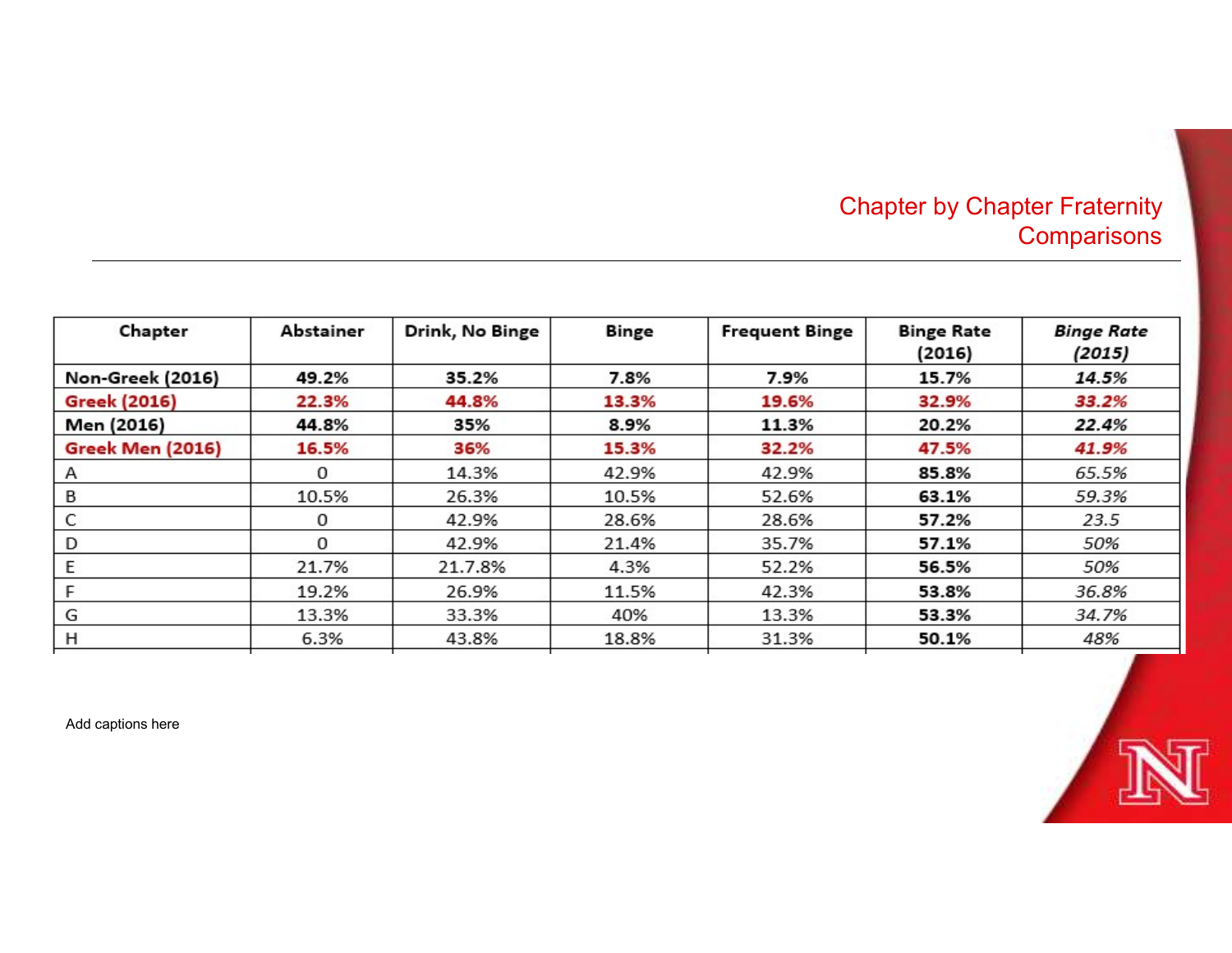# Chapter by Chapter Fraternity Comparisons

| Chapter | Abstainer | Drink, No Binge | Binge | Frequent Binge | Binge Rate (2016) | *Binge Rate (2015)* |
|---|---|---|---|---|---|---|
| **Non-Greek (2016)** | **49.2%** | **35.2%** | **7.8%** | **7.9%** | **15.7%** | ***14.5%*** |
| **Greek (2016)** | **22.3%** | **44.8%** | **13.3%** | **19.6%** | **32.9%** | ***33.2%*** |
| **Men (2016)** | **44.8%** | **35%** | **8.9%** | **11.3%** | **20.2%** | ***22.4%*** |
| **Greek Men (2016)** | **16.5%** | **36%** | **15.3%** | **32.2%** | **47.5%** | ***41.9%*** |
| A | 0 | 14.3% | 42.9% | 42.9% | **85.8%** | *65.5%* |
| B | 10.5% | 26.3% | 10.5% | 52.6% | **63.1%** | *59.3%* |
| C | 0 | 42.9% | 28.6% | 28.6% | **57.2%** | *23.5* |
| D | 0 | 42.9% | 21.4% | 35.7% | **57.1%** | *50%* |
| E | 21.7% | 21.7.8% | 4.3% | 52.2% | **56.5%** | *50%* |
| F | 19.2% | 26.9% | 11.5% | 42.3% | **53.8%** | *36.8%* |
| G | 13.3% | 33.3% | 40% | 13.3% | **53.3%** | *34.7%* |
| H | 6.3% | 43.8% | 18.8% | 31.3% | **50.1%** | *48%* |

Add captions here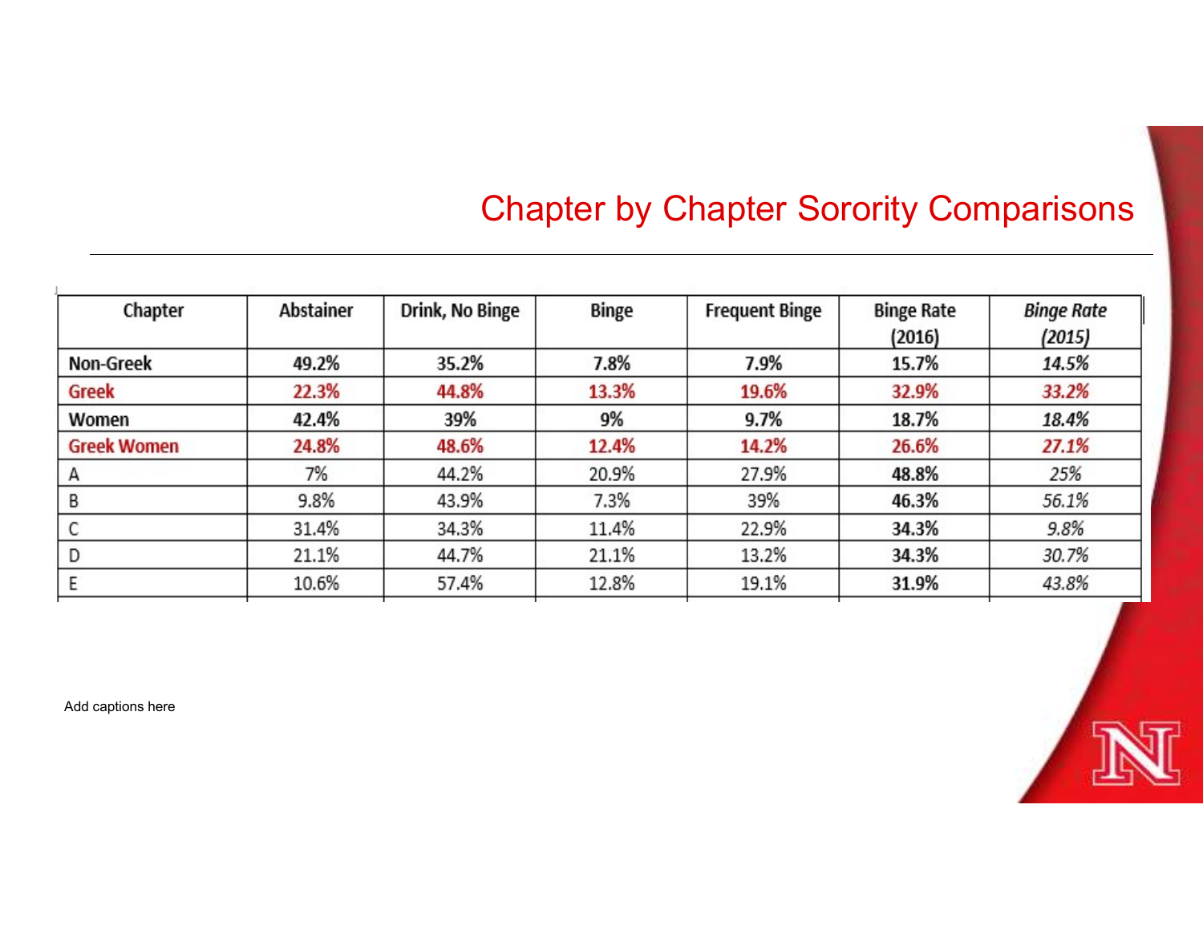# Chapter by Chapter Sorority Comparisons

| Chapter | Abstainer | Drink, No Binge | Binge | Frequent Binge | Binge Rate (2016) | *Binge Rate (2015)* |
|---|---|---|---|---|---|---|
| **Non-Greek** | **49.2%** | **35.2%** | **7.8%** | **7.9%** | **15.7%** | ***14.5%*** |
| **Greek** | **22.3%** | **44.8%** | **13.3%** | **19.6%** | **32.9%** | ***33.2%*** |
| **Women** | **42.4%** | **39%** | **9%** | **9.7%** | **18.7%** | ***18.4%*** |
| **Greek Women** | **24.8%** | **48.6%** | **12.4%** | **14.2%** | **26.6%** | ***27.1%*** |
| A | 7% | 44.2% | 20.9% | 27.9% | **48.8%** | *25%* |
| B | 9.8% | 43.9% | 7.3% | 39% | **46.3%** | *56.1%* |
| C | 31.4% | 34.3% | 11.4% | 22.9% | **34.3%** | *9.8%* |
| D | 21.1% | 44.7% | 21.1% | 13.2% | **34.3%** | *30.7%* |
| E | 10.6% | 57.4% | 12.8% | 19.1% | **31.9%** | *43.8%* |

Add captions here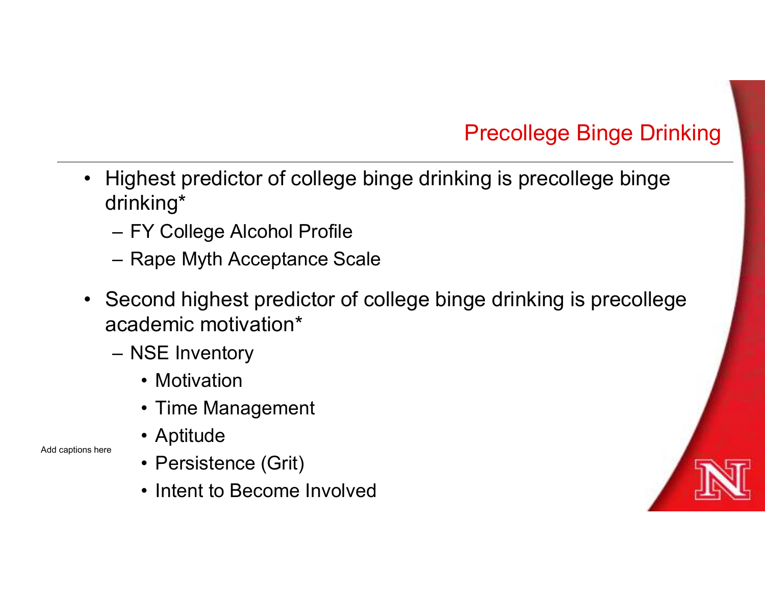## Precollege Binge Drinking

- Highest predictor of college binge drinking is precollege binge drinking*
  - FY College Alcohol Profile
  - Rape Myth Acceptance Scale
- Second highest predictor of college binge drinking is precollege academic motivation*
  - NSE Inventory
    - Motivation
    - Time Management
    - Aptitude
    - Persistence (Grit)
    - Intent to Become Involved

Add captions here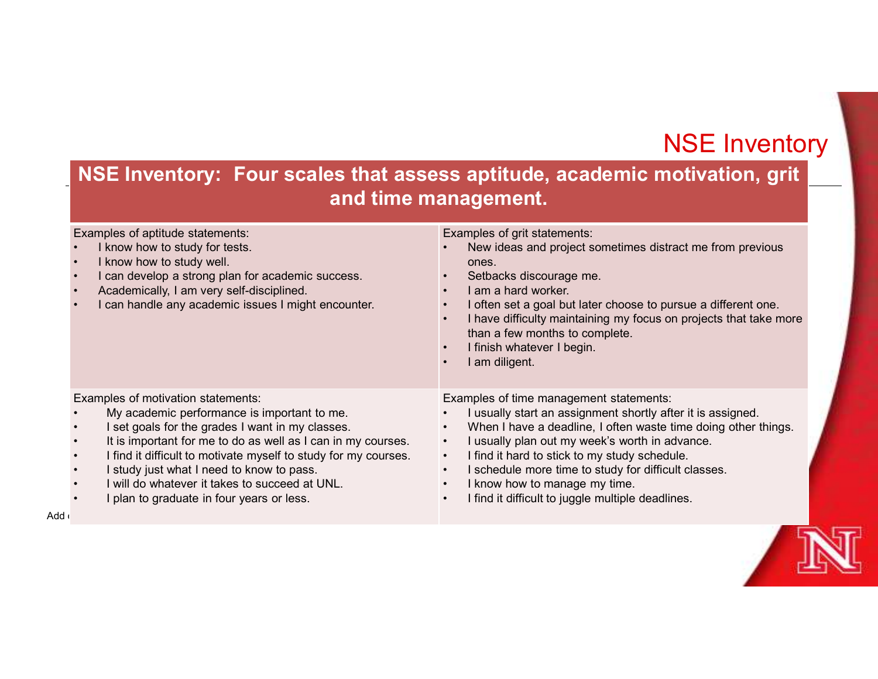# NSE Inventory

## NSE Inventory: Four scales that assess aptitude, academic motivation, grit and time management.

Examples of aptitude statements:

- I know how to study for tests.
- I know how to study well.
- I can develop a strong plan for academic success.
- Academically, I am very self-disciplined.
- I can handle any academic issues I might encounter.

Examples of grit statements:

- New ideas and project sometimes distract me from previous ones.
- Setbacks discourage me.
- I am a hard worker.
- I often set a goal but later choose to pursue a different one.
- I have difficulty maintaining my focus on projects that take more than a few months to complete.
- I finish whatever I begin.
- I am diligent.

Examples of motivation statements:

- My academic performance is important to me.
- I set goals for the grades I want in my classes.
- It is important for me to do as well as I can in my courses.
- I find it difficult to motivate myself to study for my courses.
- I study just what I need to know to pass.
- I will do whatever it takes to succeed at UNL.
- I plan to graduate in four years or less.

Examples of time management statements:

- I usually start an assignment shortly after it is assigned.
- When I have a deadline, I often waste time doing other things.
- I usually plan out my week's worth in advance.
- I find it hard to stick to my study schedule.
- I schedule more time to study for difficult classes.
- I know how to manage my time.
- I find it difficult to juggle multiple deadlines.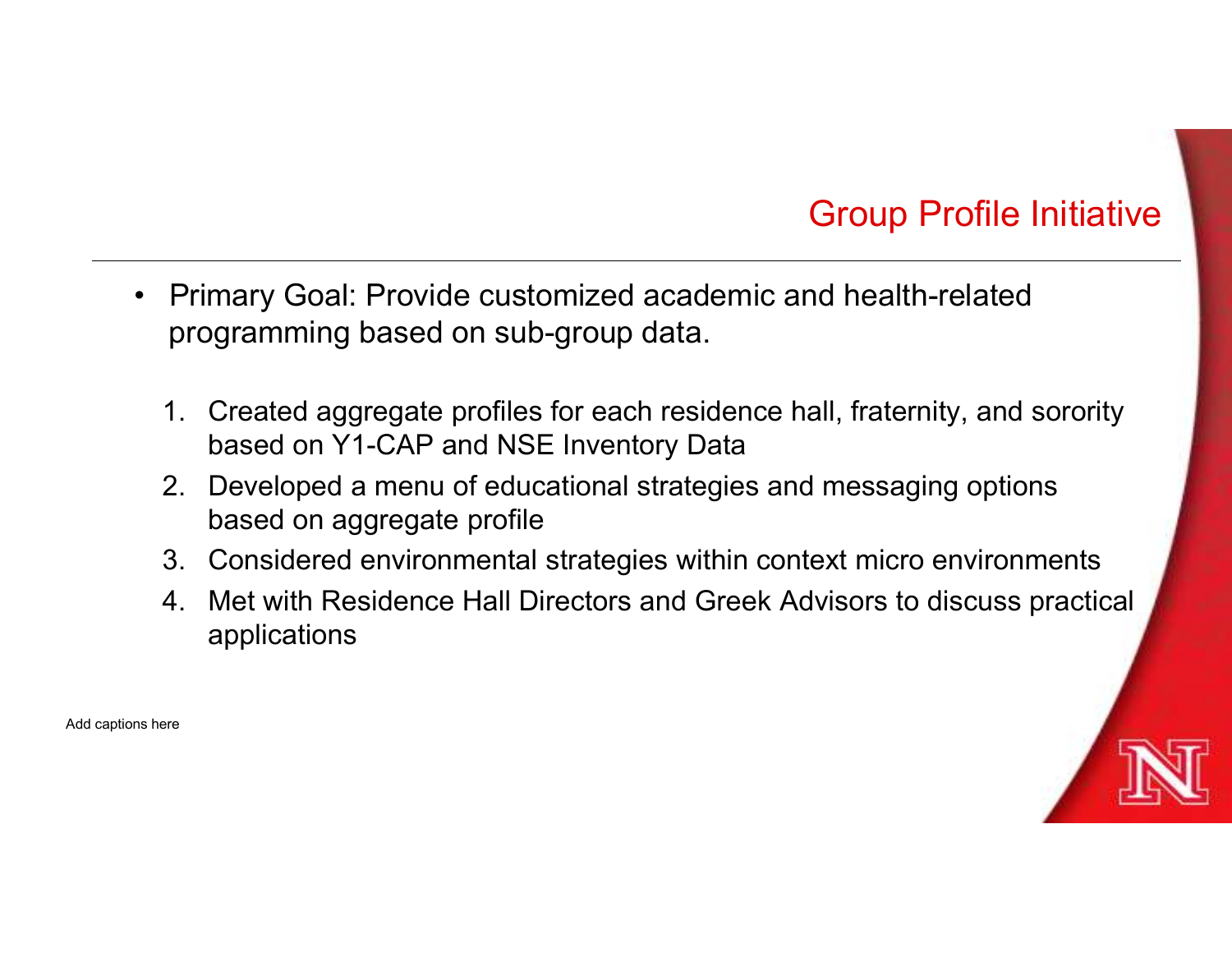## Group Profile Initiative

- Primary Goal: Provide customized academic and health-related programming based on sub-group data.

  1. Created aggregate profiles for each residence hall, fraternity, and sorority based on Y1-CAP and NSE Inventory Data
  2. Developed a menu of educational strategies and messaging options based on aggregate profile
  3. Considered environmental strategies within context micro environments
  4. Met with Residence Hall Directors and Greek Advisors to discuss practical applications

Add captions here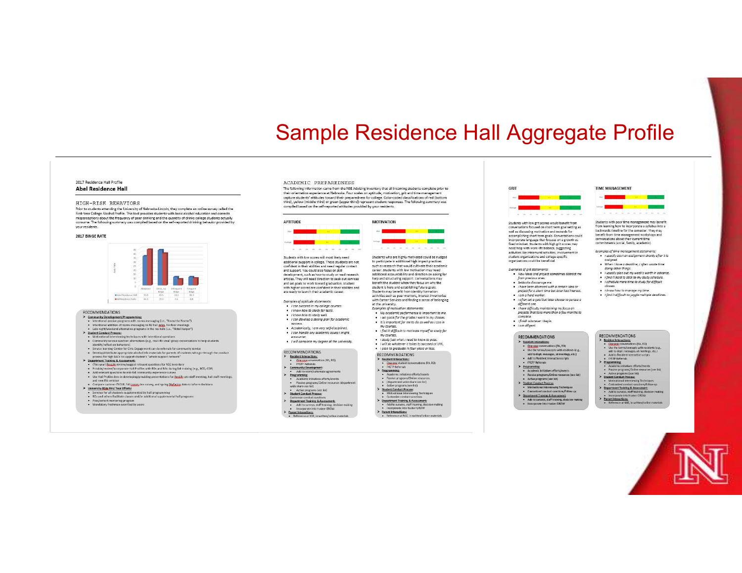# Sample Residence Hall Aggregate Profile

2017 Residence Hall Profile

**Abel Residence Hall**

## HIGH-RISK BEHAVIORS

Prior to students attending the University of Nebraska-Lincoln, they complete an online survey called the First-Year College Alcohol Profile. This tool provides students with basic alcohol education and corrects misperceptions about the frequency of peer drinking and the quantity of drinks college students actually consume. The following summary was compiled based on the self-reported drinking behavior provided by your residents.

**2017 BINGE RATE**

| | Abstainer | Drink, no Binge | Infrequent Binge | Frequent Binge |
|---|---|---|---|---|
| Abel Residence Hall | 35.8 | 40.5 | 10.3 | 10.3 |
| All Residence Halls | 44.3 | 39.5 | 7.6 | 8.8 |

**RECOMMENDATIONS**

- **Community Development/Programming:**
  - Intentional passive programs with norms messaging (i.e., "Know the Norms")
  - Intentional addition of norms messaging to RD hall notes, RA floor meetings
  - Late night/weekend alternative programs in the res halls (i.e., "Hotel Harper")
- **Student Conduct Process:**
  - Motivational interviewing techniques with intentional questions
  - Community service sanction alternatives (e.g., real-life small group conversations to help students identify/reflect on behaviors)
  - Service learning Center for Civic Engagement can do referrals for community service
  - Develop/distribute appropriate alcohol info materials for parents of students who go through the conduct process for high BACs to support student's "whole support network"
- **Department Training & Assessment:**
  - (This year) ResLife review/suggest relevant questions for NSE inventory
  - Provide/review/incorporate Hall Profiles with RDs and RAs during fall training (e.g., BCD, CDF)
  - Add relevant questions to mid-fall community experience survey
  - Use Hall Profiles lens in developing/providing presentations for ResLife pre staff meeting, hall staff meetings, and new RA seminar
  - Compare summer FYCAP, Fall census data survey, and spring Skyfactor data to inform decisions
- **University-Wide First Year Efforts:**
  - Seminar for all students supplemented by hall programming
  - RDs and others facilitate classes and/or additional supplemental hall programs
  - Peer/cohort mentoring program
  - Mandatory freshman event led by peers

## ACADEMIC PREPAREDNESS

The following information came from the NSE Advising Inventory that all incoming students complete prior to their orientation experience at Nebraska. Four scales on aptitude, motivation, grit and time management capture students' attitudes toward their preparedness for college. Color-coded classifications of red (bottom third), yellow (middle third) or green (upper third) represent student responses. The following summary was compiled based on the self-reported attitudes provided by your residents.

### APTITUDE

Students with low scores will most likely need additional support in college. These students are not confident in their abilities and need regular contact and support. You could also focus on skill development, such as how to study or read research articles. They will need direction to seek out services and set goals to work toward graduation. Students with higher scores are confident in their abilities and are ready to launch their academic career.

*Examples of aptitude statements:*

- *I can succeed in my college courses.*
- *I know how to study for tests.*
- *I know how to study well.*
- *I can develop a strong plan for academic success.*
- *Academically, I am very self-disciplined.*
- *I can handle any academic issues I might encounter.*
- *I will complete my degree at the university.*

**RECOMMENDATIONS**

- **Resident Interactions:**
  - One-on-one conversations (RA, RD)
  - FYETP Referrals
- **Community Development:**
  - Add to room/roommate agreements
- **Programming:**
  - Academic initiatives efforts/events
  - Passive programs/Online resources (department wide share-see list)
  - Active programs (see list)
- **Student Conduct Process:**
  - Customize conduct sanctions
- **Department Training & Assessment:**
  - Add to surveys, staff training, decision making
  - Incorporate into Husker GROW
- **Parent Interactions:**
  - Reference at NSE, in written/online materials

### MOTIVATION

Students who are highly motivated could be nudged to participate in additional high impact practices such as research that would cultivate their academic career. Students with low motivation may need additional accountability and direction on asking for help and structuring support. Conversations may benefit the student when they focus on why the student is here and establishing future goals. Students may benefit from identity formation activities such as peer mentors, interest inventories with Career Services and finding a sense of belonging at the university.

*Examples of motivation statements:*

- *My academic performance is important to me.*
- *I set goals for the grades I want in my classes.*
- *It is important for me to do as well as I can in my courses.*
- *I find it difficult to motivate myself to study for my courses.*
- *I study just what I need to know to pass.*
- *I will do whatever it takes to succeed at UNL.*
- *I plan to graduate in four years or less.*

**RECOMMENDATIONS**

- **Resident Interactions:**
  - One-on-one student conversations (RA, RD)
  - FYETP Referrals
- **Programming:**
  - Academic initiatives efforts/events
  - Passive programs/Online resources (department wide share-see list)
  - Active programs (see list)
- **Student Conduct Process:**
  - Motivational Interviewing Techniques
  - Customize conduct sanctions
- **Department Training & Assessment:**
  - Add to surveys, staff training, decision making
  - Incorporate into Husker GROW
- **Parent Interactions:**
  - Reference at NSE, in written/online materials

### GRIT

Students with low grit scores would benefit from conversations focused on short term goal setting as well as discussing motivation and rewards for accomplishing short term goals. Conversations could incorporate language that focuses on a growth vs. fixed mindset. Students with high grit scores may need help with work-life balance, suggesting activities like intramural activities, involvement in student organizations and college-specific organizations could be beneficial.

*Examples of grit statements:*

- *New ideas and projects sometimes distract me from previous ones.*
- *Setbacks discourage me.*
- *I have been obsessed with a certain idea or project for a short time but later lost interest.*
- *I am a hard worker.*
- *I often set a goal but later choose to pursue a different one.*
- *I have difficulty maintaining my focus on projects that take more than a few months to complete.*
- *I finish whatever I begin.*
- *I am diligent.*

**RECOMMENDATIONS**

- **Resident Interactions:**
  - One-on-one conversations (RA, RD)
  - Use the terms/concepts with residents (e.g., add to dept. messages, at meetings, etc.)
  - Add to Resident interaction scripts
  - FYETP Referrals
- **Programming:**
  - Academic initiatives efforts/events
  - Passive programs/Online resources (see list)
  - Active programs (see list)
- **Student Conduct Process:**
  - Motivational Interviewing Techniques
  - Customized conduct sanctions/follow up
- **Department Training & Assessment:**
  - Add to surveys, staff training, decision making
  - Incorporate into Husker GROW

### TIME MANAGEMENT

Students with poor time management may benefit from learning how to incorporate a syllabus into a backwards timeline for the semester. They may benefit from time management workshops and conversations about their current time commitments (social, family, academic).

*Examples of time management statements:*

- *I usually start an assignment shortly after it is assigned.*
- *When I have a deadline, I often waste time doing other things.*
- *I usually plan out my week's worth in advance.*
- *I find it hard to stick to my study schedule.*
- *I schedule more time to study for difficult classes.*
- *I know how to manage my time.*
- *I find it difficult to juggle multiple deadlines.*

**RECOMMENDATIONS**

- **Resident Interactions:**
  - One-on-one conversations (RA, RD)
  - Use the terms/concepts with residents (e.g., add to dept. messages, at meetings, etc.)
  - Add to Resident interaction scripts
  - FYETP Referrals
- **Programming:**
  - Academic initiatives efforts/events
  - Passive programs/Online resources (see list)
  - Active programs (see list)
- **Student Conduct Process:**
  - Motivational Interviewing Techniques
  - Customized conduct sanctions/follow up
- **Department Training & Assessment:**
  - Add to surveys, staff training, decision making
  - Incorporate into Husker GROW
- **Parent Interactions:**
  - Reference at NSE, in written/online materials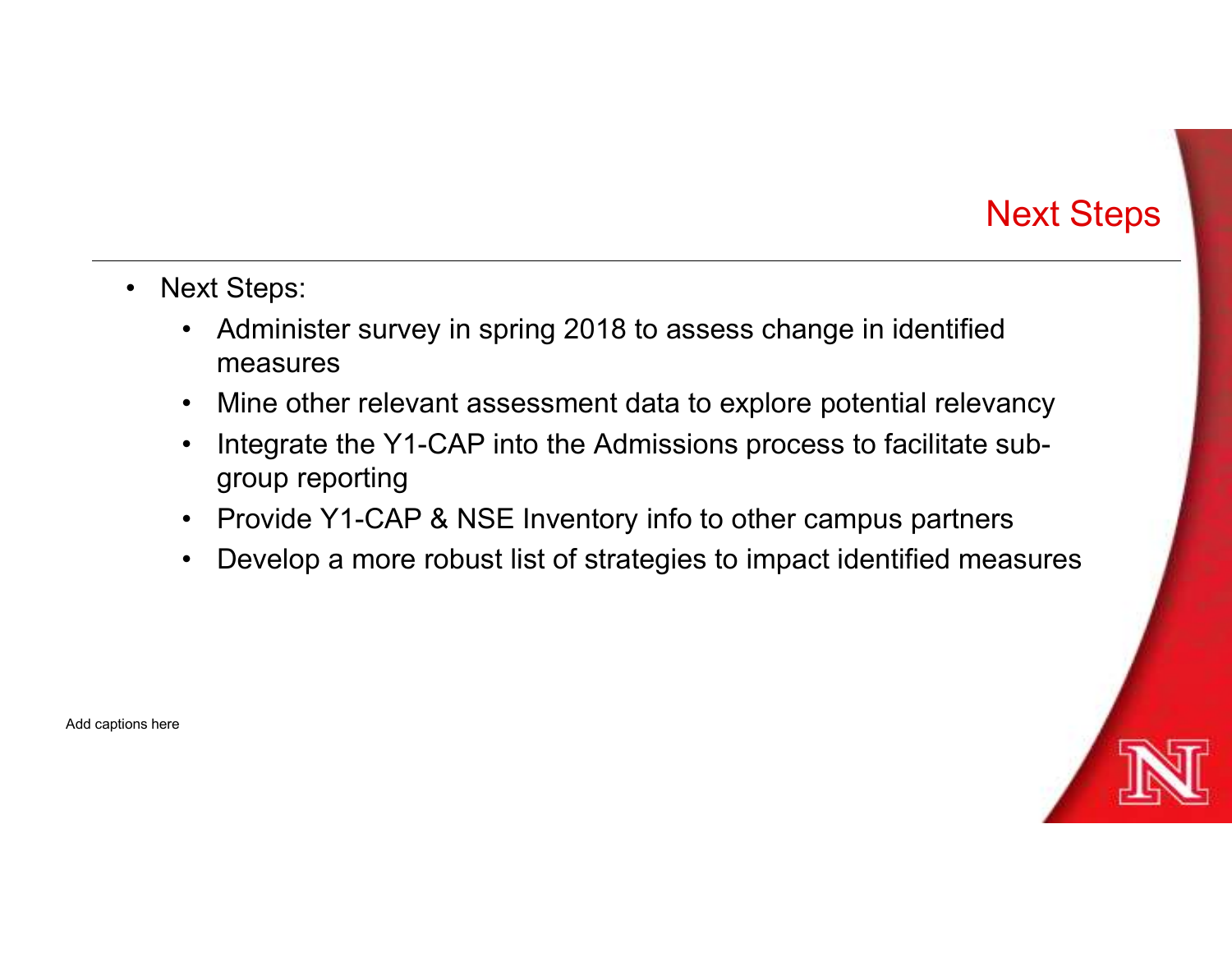# Next Steps

- Next Steps:
  - Administer survey in spring 2018 to assess change in identified measures
  - Mine other relevant assessment data to explore potential relevancy
  - Integrate the Y1-CAP into the Admissions process to facilitate sub-group reporting
  - Provide Y1-CAP & NSE Inventory info to other campus partners
  - Develop a more robust list of strategies to impact identified measures

Add captions here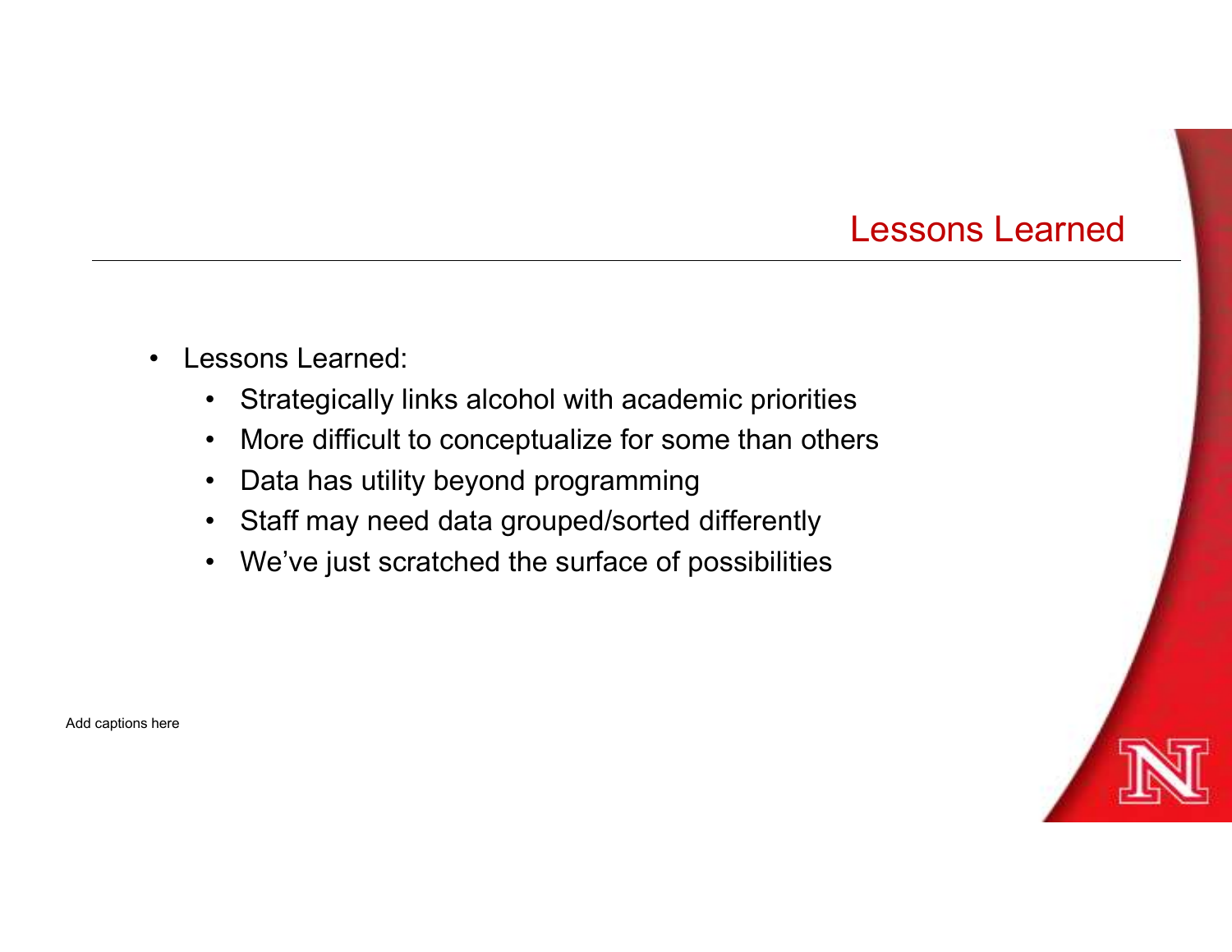# Lessons Learned

- Lessons Learned:
  - Strategically links alcohol with academic priorities
  - More difficult to conceptualize for some than others
  - Data has utility beyond programming
  - Staff may need data grouped/sorted differently
  - We've just scratched the surface of possibilities

Add captions here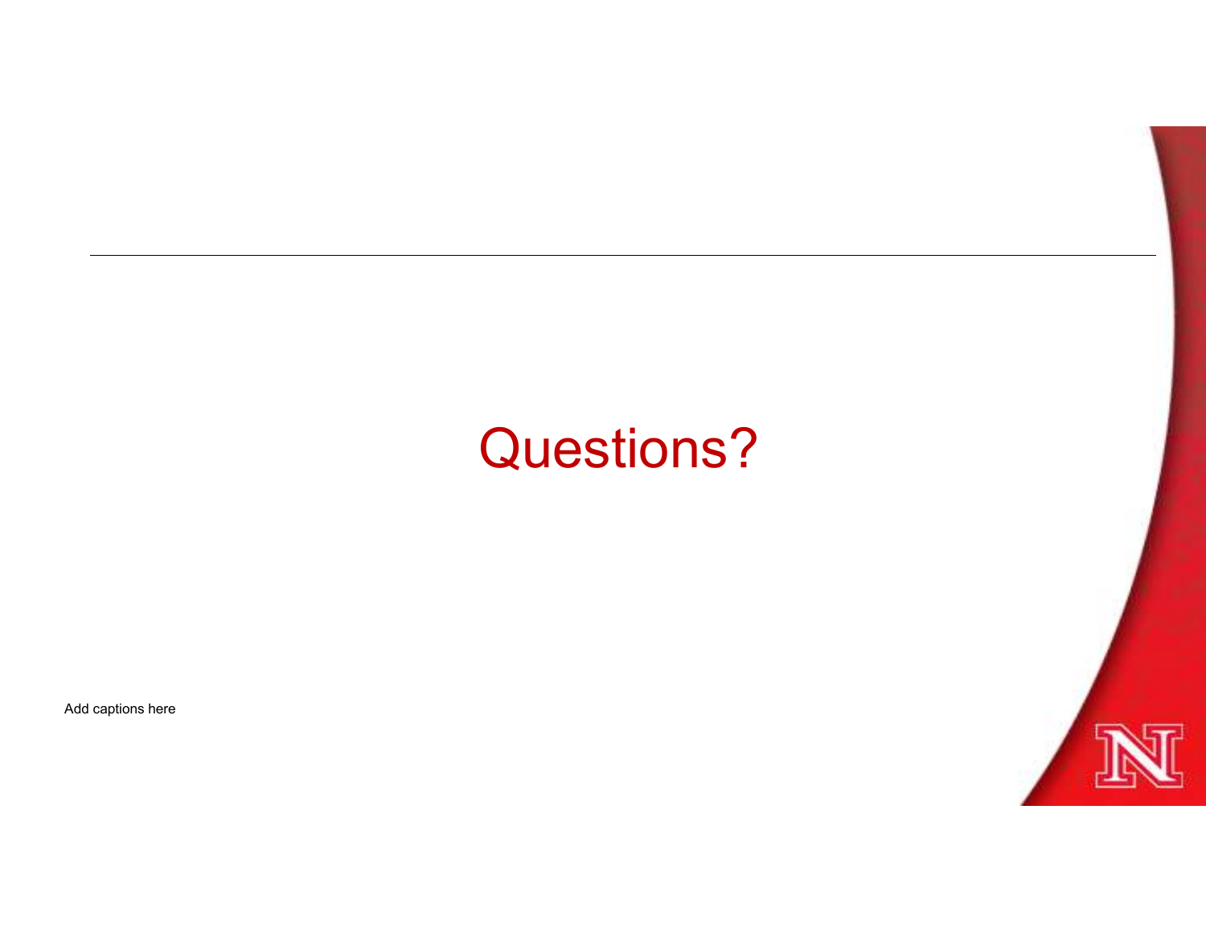# Questions?

Add captions here